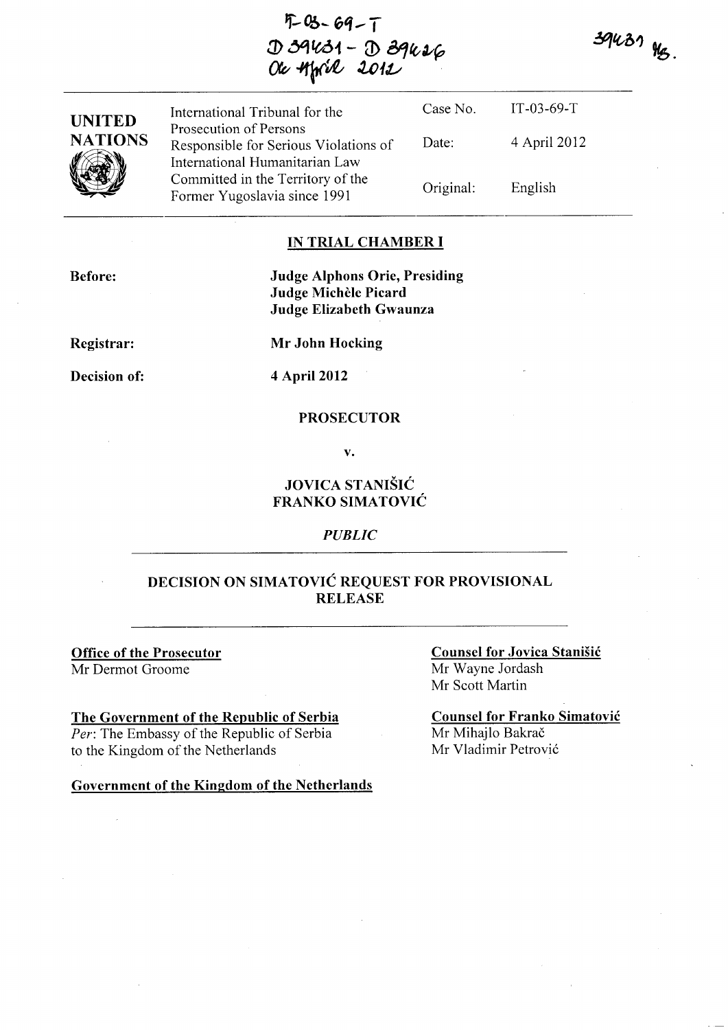IT-03-69-T
D 39431 - D 39426
04 April 2012

39431 MS.

| | | | |
|---|---|---|---|
| **UNITED NATIONS** | International Tribunal for the Prosecution of Persons Responsible for Serious Violations of International Humanitarian Law Committed in the Territory of the Former Yugoslavia since 1991 | Case No. | IT-03-69-T |
| | | Date: | 4 April 2012 |
| | | Original: | English |

## IN TRIAL CHAMBER I

**Before:** **Judge Alphons Orie, Presiding**
**Judge Michèle Picard**
**Judge Elizabeth Gwaunza**

**Registrar:** **Mr John Hocking**

**Decision of:** **4 April 2012**

**PROSECUTOR**

**v.**

**JOVICA STANIŠIĆ**
**FRANKO SIMATOVIĆ**

*PUBLIC*

## DECISION ON SIMATOVIĆ REQUEST FOR PROVISIONAL RELEASE

**Office of the Prosecutor**
Mr Dermot Groome

**The Government of the Republic of Serbia**
*Per*: The Embassy of the Republic of Serbia to the Kingdom of the Netherlands

**Government of the Kingdom of the Netherlands**

**Counsel for Jovica Stanišić**
Mr Wayne Jordash
Mr Scott Martin

**Counsel for Franko Simatović**
Mr Mihajlo Bakrač
Mr Vladimir Petrović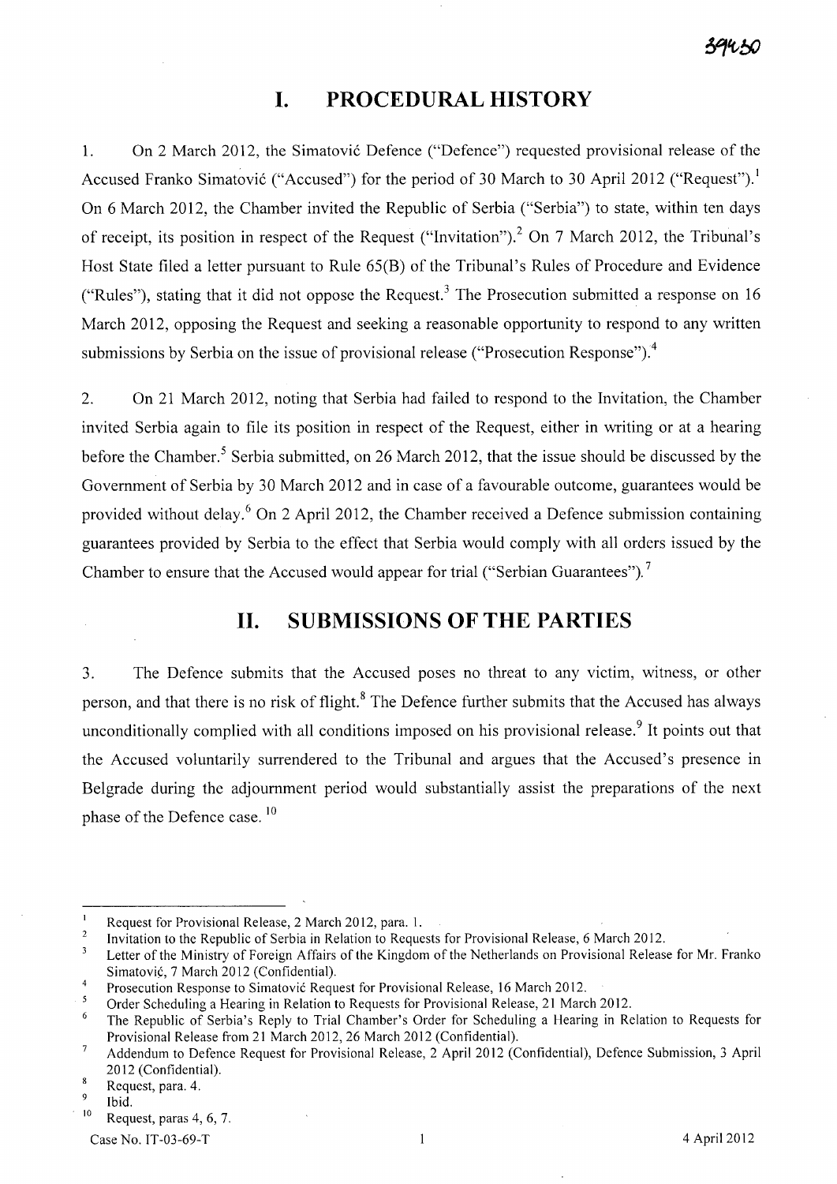# I. PROCEDURAL HISTORY

1. On 2 March 2012, the Simatović Defence ("Defence") requested provisional release of the Accused Franko Simatović ("Accused") for the period of 30 March to 30 April 2012 ("Request").[1] On 6 March 2012, the Chamber invited the Republic of Serbia ("Serbia") to state, within ten days of receipt, its position in respect of the Request ("Invitation").[2] On 7 March 2012, the Tribunal's Host State filed a letter pursuant to Rule 65(B) of the Tribunal's Rules of Procedure and Evidence ("Rules"), stating that it did not oppose the Request.[3] The Prosecution submitted a response on 16 March 2012, opposing the Request and seeking a reasonable opportunity to respond to any written submissions by Serbia on the issue of provisional release ("Prosecution Response").[4]

2. On 21 March 2012, noting that Serbia had failed to respond to the Invitation, the Chamber invited Serbia again to file its position in respect of the Request, either in writing or at a hearing before the Chamber.[5] Serbia submitted, on 26 March 2012, that the issue should be discussed by the Government of Serbia by 30 March 2012 and in case of a favourable outcome, guarantees would be provided without delay.[6] On 2 April 2012, the Chamber received a Defence submission containing guarantees provided by Serbia to the effect that Serbia would comply with all orders issued by the Chamber to ensure that the Accused would appear for trial ("Serbian Guarantees").[7]

# II. SUBMISSIONS OF THE PARTIES

3. The Defence submits that the Accused poses no threat to any victim, witness, or other person, and that there is no risk of flight.[8] The Defence further submits that the Accused has always unconditionally complied with all conditions imposed on his provisional release.[9] It points out that the Accused voluntarily surrendered to the Tribunal and argues that the Accused's presence in Belgrade during the adjournment period would substantially assist the preparations of the next phase of the Defence case.[10]

---

[1] Request for Provisional Release, 2 March 2012, para. 1.

[2] Invitation to the Republic of Serbia in Relation to Requests for Provisional Release, 6 March 2012.

[3] Letter of the Ministry of Foreign Affairs of the Kingdom of the Netherlands on Provisional Release for Mr. Franko Simatović, 7 March 2012 (Confidential).

[4] Prosecution Response to Simatović Request for Provisional Release, 16 March 2012.

[5] Order Scheduling a Hearing in Relation to Requests for Provisional Release, 21 March 2012.

[6] The Republic of Serbia's Reply to Trial Chamber's Order for Scheduling a Hearing in Relation to Requests for Provisional Release from 21 March 2012, 26 March 2012 (Confidential).

[7] Addendum to Defence Request for Provisional Release, 2 April 2012 (Confidential), Defence Submission, 3 April 2012 (Confidential).

[8] Request, para. 4.

[9] Ibid.

[10] Request, paras 4, 6, 7.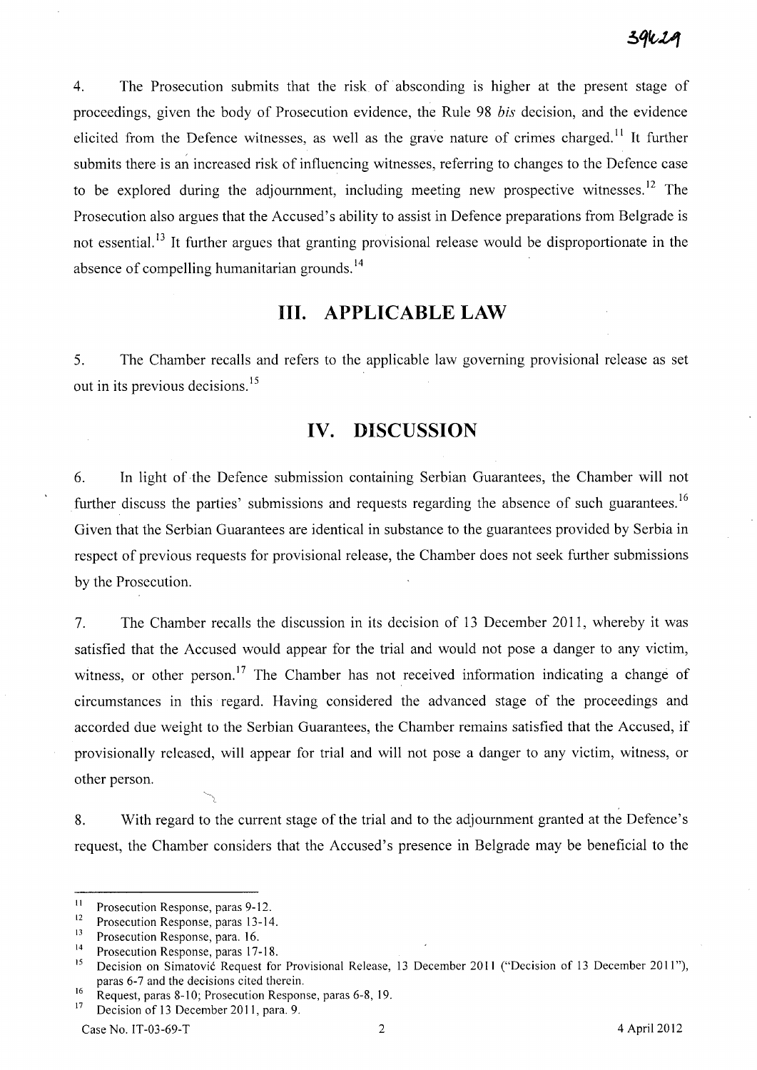4. The Prosecution submits that the risk of absconding is higher at the present stage of proceedings, given the body of Prosecution evidence, the Rule 98 *bis* decision, and the evidence elicited from the Defence witnesses, as well as the grave nature of crimes charged.[11] It further submits there is an increased risk of influencing witnesses, referring to changes to the Defence case to be explored during the adjournment, including meeting new prospective witnesses.[12] The Prosecution also argues that the Accused's ability to assist in Defence preparations from Belgrade is not essential.[13] It further argues that granting provisional release would be disproportionate in the absence of compelling humanitarian grounds.[14]

## III. APPLICABLE LAW

5. The Chamber recalls and refers to the applicable law governing provisional release as set out in its previous decisions.[15]

## IV. DISCUSSION

6. In light of the Defence submission containing Serbian Guarantees, the Chamber will not further discuss the parties' submissions and requests regarding the absence of such guarantees.[16] Given that the Serbian Guarantees are identical in substance to the guarantees provided by Serbia in respect of previous requests for provisional release, the Chamber does not seek further submissions by the Prosecution.

7. The Chamber recalls the discussion in its decision of 13 December 2011, whereby it was satisfied that the Accused would appear for the trial and would not pose a danger to any victim, witness, or other person.[17] The Chamber has not received information indicating a change of circumstances in this regard. Having considered the advanced stage of the proceedings and accorded due weight to the Serbian Guarantees, the Chamber remains satisfied that the Accused, if provisionally released, will appear for trial and will not pose a danger to any victim, witness, or other person.

8. With regard to the current stage of the trial and to the adjournment granted at the Defence's request, the Chamber considers that the Accused's presence in Belgrade may be beneficial to the

---

[11] Prosecution Response, paras 9-12.

[12] Prosecution Response, paras 13-14.

[13] Prosecution Response, para. 16.

[14] Prosecution Response, paras 17-18.

[15] Decision on Simatović Request for Provisional Release, 13 December 2011 ("Decision of 13 December 2011"), paras 6-7 and the decisions cited therein.

[16] Request, paras 8-10; Prosecution Response, paras 6-8, 19.

[17] Decision of 13 December 2011, para. 9.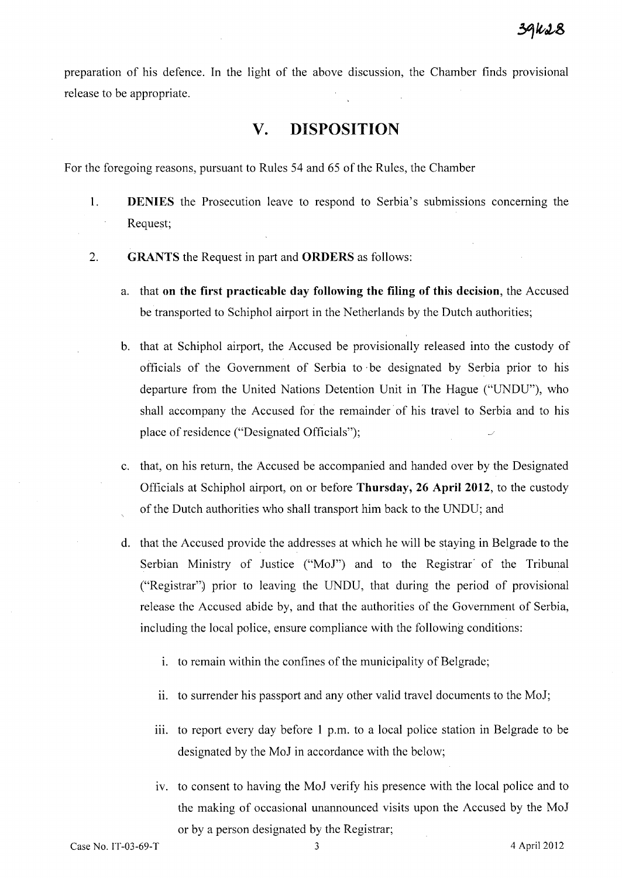preparation of his defence. In the light of the above discussion, the Chamber finds provisional release to be appropriate.

## V. DISPOSITION

For the foregoing reasons, pursuant to Rules 54 and 65 of the Rules, the Chamber

1. **DENIES** the Prosecution leave to respond to Serbia's submissions concerning the Request;

2. **GRANTS** the Request in part and **ORDERS** as follows:

   a. that **on the first practicable day following the filing of this decision**, the Accused be transported to Schiphol airport in the Netherlands by the Dutch authorities;

   b. that at Schiphol airport, the Accused be provisionally released into the custody of officials of the Government of Serbia to be designated by Serbia prior to his departure from the United Nations Detention Unit in The Hague ("UNDU"), who shall accompany the Accused for the remainder of his travel to Serbia and to his place of residence ("Designated Officials");

   c. that, on his return, the Accused be accompanied and handed over by the Designated Officials at Schiphol airport, on or before **Thursday, 26 April 2012**, to the custody of the Dutch authorities who shall transport him back to the UNDU; and

   d. that the Accused provide the addresses at which he will be staying in Belgrade to the Serbian Ministry of Justice ("MoJ") and to the Registrar of the Tribunal ("Registrar") prior to leaving the UNDU, that during the period of provisional release the Accused abide by, and that the authorities of the Government of Serbia, including the local police, ensure compliance with the following conditions:

      i. to remain within the confines of the municipality of Belgrade;

      ii. to surrender his passport and any other valid travel documents to the MoJ;

      iii. to report every day before 1 p.m. to a local police station in Belgrade to be designated by the MoJ in accordance with the below;

      iv. to consent to having the MoJ verify his presence with the local police and to the making of occasional unannounced visits upon the Accused by the MoJ or by a person designated by the Registrar;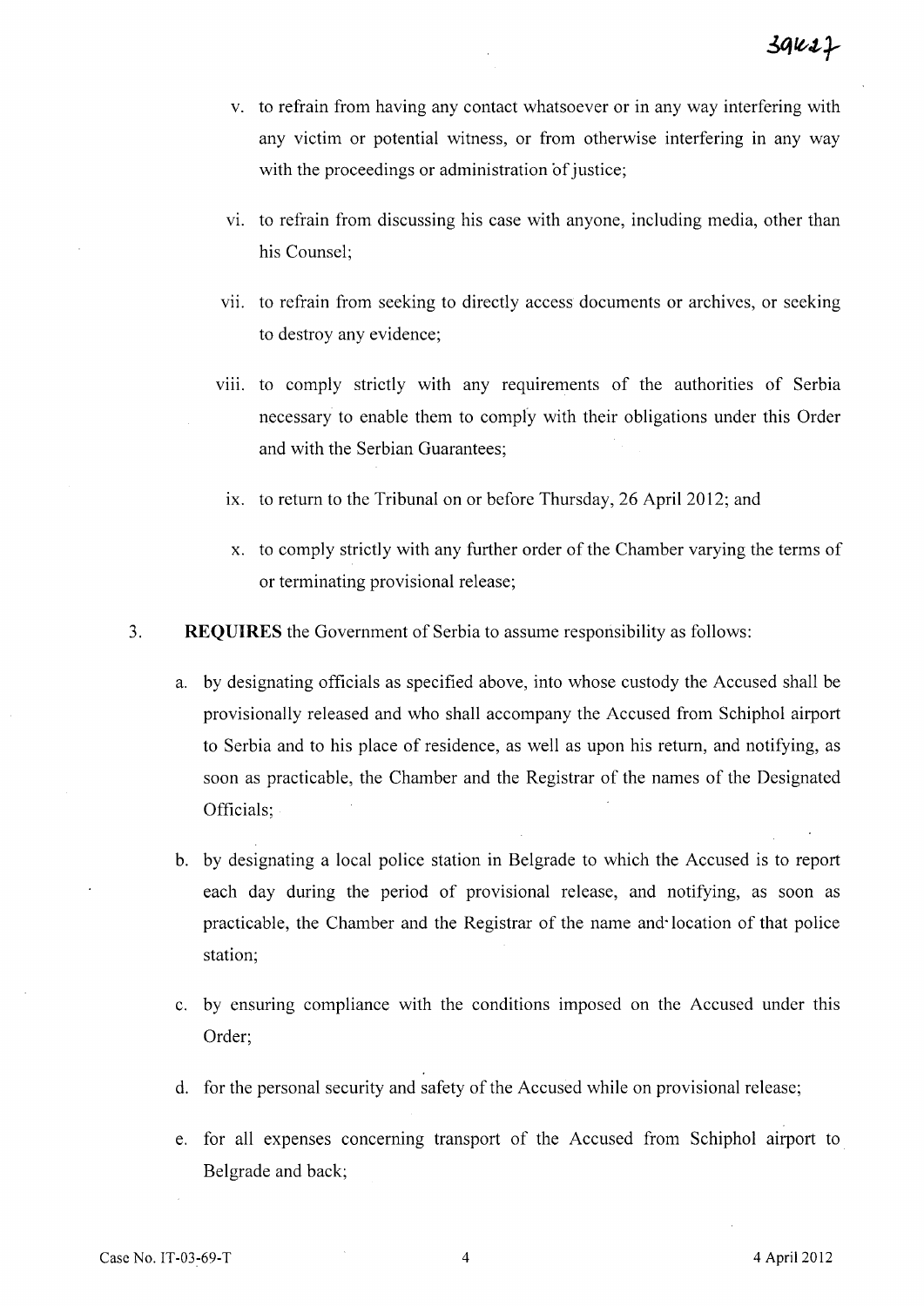v. to refrain from having any contact whatsoever or in any way interfering with any victim or potential witness, or from otherwise interfering in any way with the proceedings or administration of justice;

vi. to refrain from discussing his case with anyone, including media, other than his Counsel;

vii. to refrain from seeking to directly access documents or archives, or seeking to destroy any evidence;

viii. to comply strictly with any requirements of the authorities of Serbia necessary to enable them to comply with their obligations under this Order and with the Serbian Guarantees;

ix. to return to the Tribunal on or before Thursday, 26 April 2012; and

x. to comply strictly with any further order of the Chamber varying the terms of or terminating provisional release;

3. **REQUIRES** the Government of Serbia to assume responsibility as follows:

a. by designating officials as specified above, into whose custody the Accused shall be provisionally released and who shall accompany the Accused from Schiphol airport to Serbia and to his place of residence, as well as upon his return, and notifying, as soon as practicable, the Chamber and the Registrar of the names of the Designated Officials;

b. by designating a local police station in Belgrade to which the Accused is to report each day during the period of provisional release, and notifying, as soon as practicable, the Chamber and the Registrar of the name and location of that police station;

c. by ensuring compliance with the conditions imposed on the Accused under this Order;

d. for the personal security and safety of the Accused while on provisional release;

e. for all expenses concerning transport of the Accused from Schiphol airport to Belgrade and back;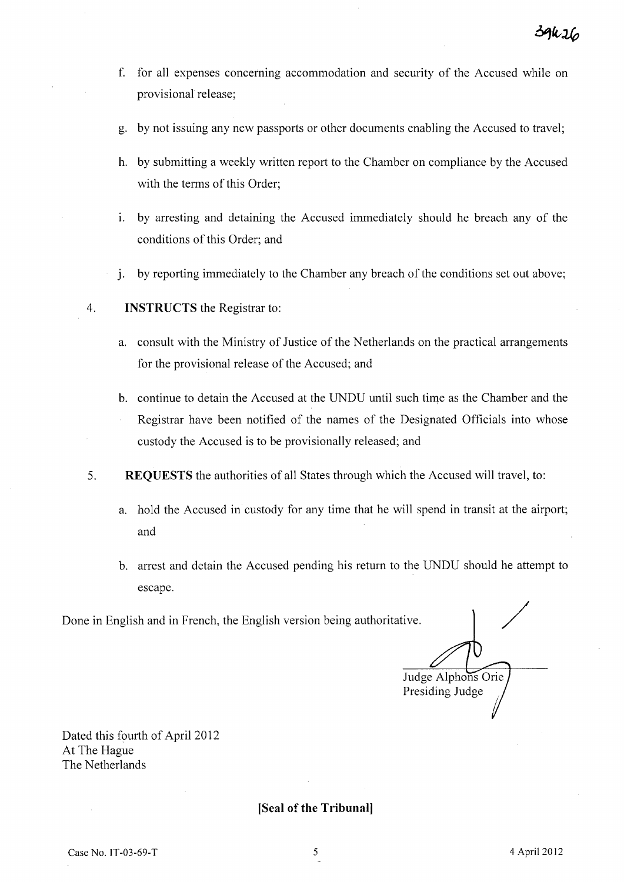f. for all expenses concerning accommodation and security of the Accused while on provisional release;

g. by not issuing any new passports or other documents enabling the Accused to travel;

h. by submitting a weekly written report to the Chamber on compliance by the Accused with the terms of this Order;

i. by arresting and detaining the Accused immediately should he breach any of the conditions of this Order; and

j. by reporting immediately to the Chamber any breach of the conditions set out above;

4. **INSTRUCTS** the Registrar to:

a. consult with the Ministry of Justice of the Netherlands on the practical arrangements for the provisional release of the Accused; and

b. continue to detain the Accused at the UNDU until such time as the Chamber and the Registrar have been notified of the names of the Designated Officials into whose custody the Accused is to be provisionally released; and

5. **REQUESTS** the authorities of all States through which the Accused will travel, to:

a. hold the Accused in custody for any time that he will spend in transit at the airport; and

b. arrest and detain the Accused pending his return to the UNDU should he attempt to escape.

Done in English and in French, the English version being authoritative.

Judge Alphons Orie
Presiding Judge

Dated this fourth of April 2012
At The Hague
The Netherlands

**[Seal of the Tribunal]**